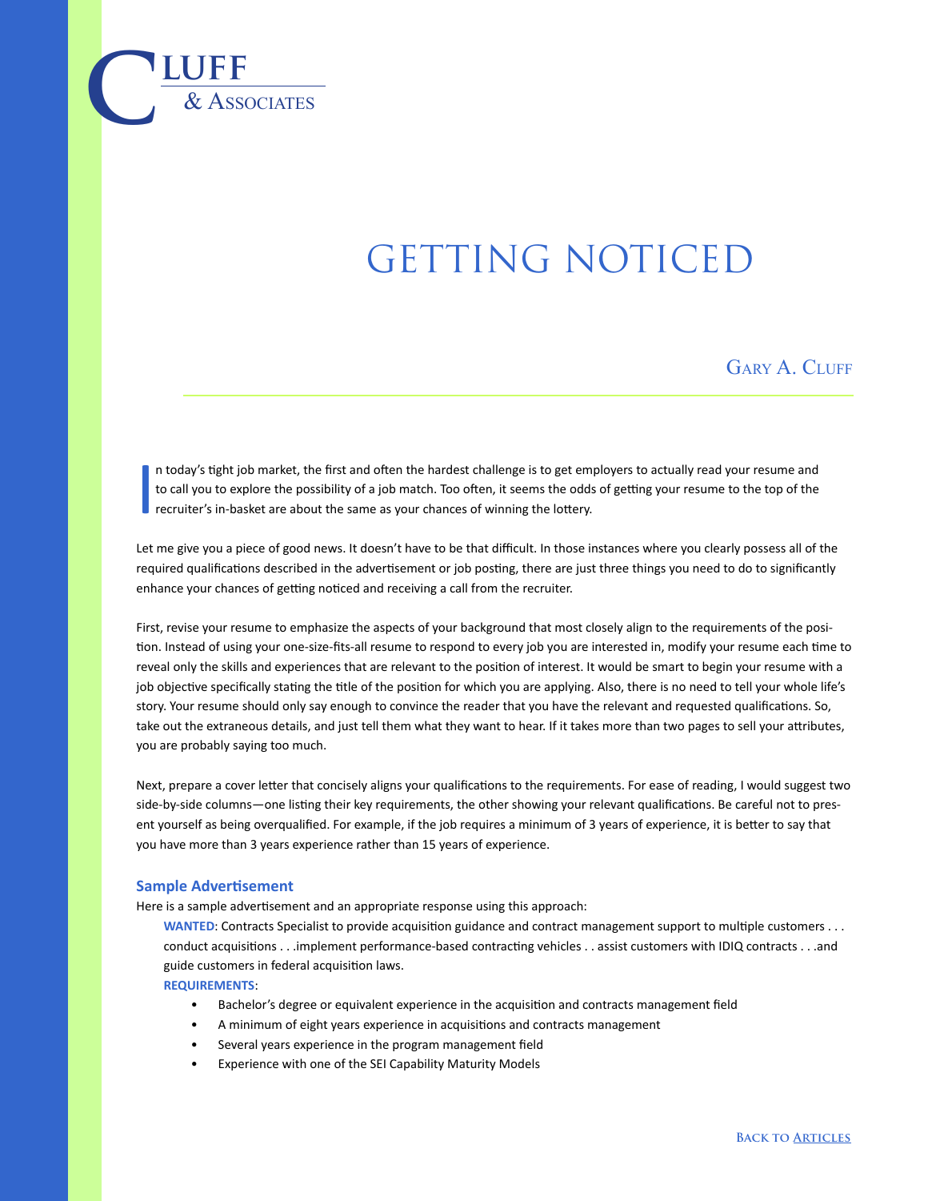CLUFF & ASSOCIATES

# GETTING NOTICED

GARY A. CLUFF

In today's tight job market, the first and often the hardest challenge is to get employers to actually read your resume and to call you to explore the possibility of a job match. Too often, it seems the odds of getting your resume to the top of the recruiter's in-basket are about the same as your chances of winning the lottery.

Let me give you a piece of good news. It doesn't have to be that difficult. In those instances where you clearly possess all of the required qualifications described in the advertisement or job posting, there are just three things you need to do to significantly enhance your chances of getting noticed and receiving a call from the recruiter.

First, revise your resume to emphasize the aspects of your background that most closely align to the requirements of the position. Instead of using your one-size-fits-all resume to respond to every job you are interested in, modify your resume each time to reveal only the skills and experiences that are relevant to the position of interest. It would be smart to begin your resume with a job objective specifically stating the title of the position for which you are applying. Also, there is no need to tell your whole life's story. Your resume should only say enough to convince the reader that you have the relevant and requested qualifications. So, take out the extraneous details, and just tell them what they want to hear. If it takes more than two pages to sell your attributes, you are probably saying too much.

Next, prepare a cover letter that concisely aligns your qualifications to the requirements. For ease of reading, I would suggest two side-by-side columns—one listing their key requirements, the other showing your relevant qualifications. Be careful not to present yourself as being overqualified. For example, if the job requires a minimum of 3 years of experience, it is better to say that you have more than 3 years experience rather than 15 years of experience.

### Sample Advertisement

Here is a sample advertisement and an appropriate response using this approach:

**WANTED**: Contracts Specialist to provide acquisition guidance and contract management support to multiple customers . . . conduct acquisitions . . .implement performance-based contracting vehicles . . assist customers with IDIQ contracts . . .and guide customers in federal acquisition laws.

**REQUIREMENTS**:

- Bachelor's degree or equivalent experience in the acquisition and contracts management field
- A minimum of eight years experience in acquisitions and contracts management
- Several years experience in the program management field
- Experience with one of the SEI Capability Maturity Models

BACK TO ARTICLES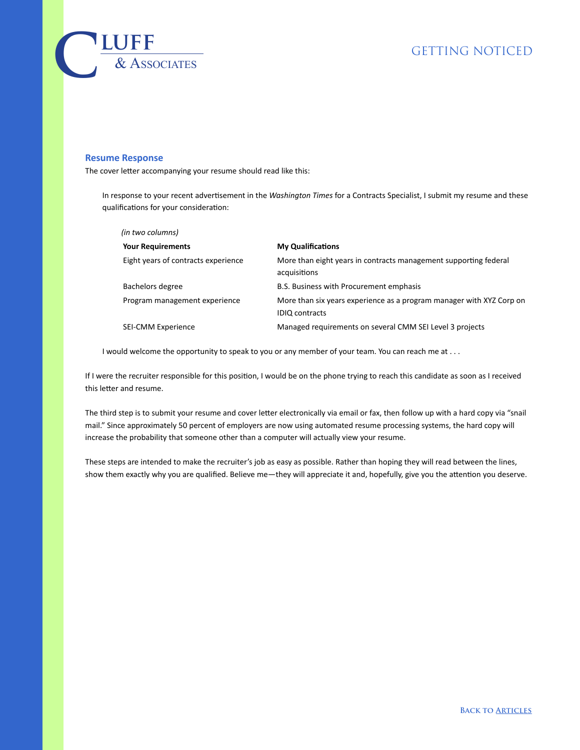### Resume Response

The cover letter accompanying your resume should read like this:

> In response to your recent advertisement in the *Washington Times* for a Contracts Specialist, I submit my resume and these qualifications for your consideration:
>
> *(in two columns)*
>
> | **Your Requirements** | **My Qualifications** |
> | --- | --- |
> | Eight years of contracts experience | More than eight years in contracts management supporting federal acquisitions |
> | Bachelors degree | B.S. Business with Procurement emphasis |
> | Program management experience | More than six years experience as a program manager with XYZ Corp on IDIQ contracts |
> | SEI-CMM Experience | Managed requirements on several CMM SEI Level 3 projects |
>
> I would welcome the opportunity to speak to you or any member of your team. You can reach me at . . .

If I were the recruiter responsible for this position, I would be on the phone trying to reach this candidate as soon as I received this letter and resume.

The third step is to submit your resume and cover letter electronically via email or fax, then follow up with a hard copy via "snail mail." Since approximately 50 percent of employers are now using automated resume processing systems, the hard copy will increase the probability that someone other than a computer will actually view your resume.

These steps are intended to make the recruiter's job as easy as possible. Rather than hoping they will read between the lines, show them exactly why you are qualified. Believe me—they will appreciate it and, hopefully, give you the attention you deserve.

Back to Articles